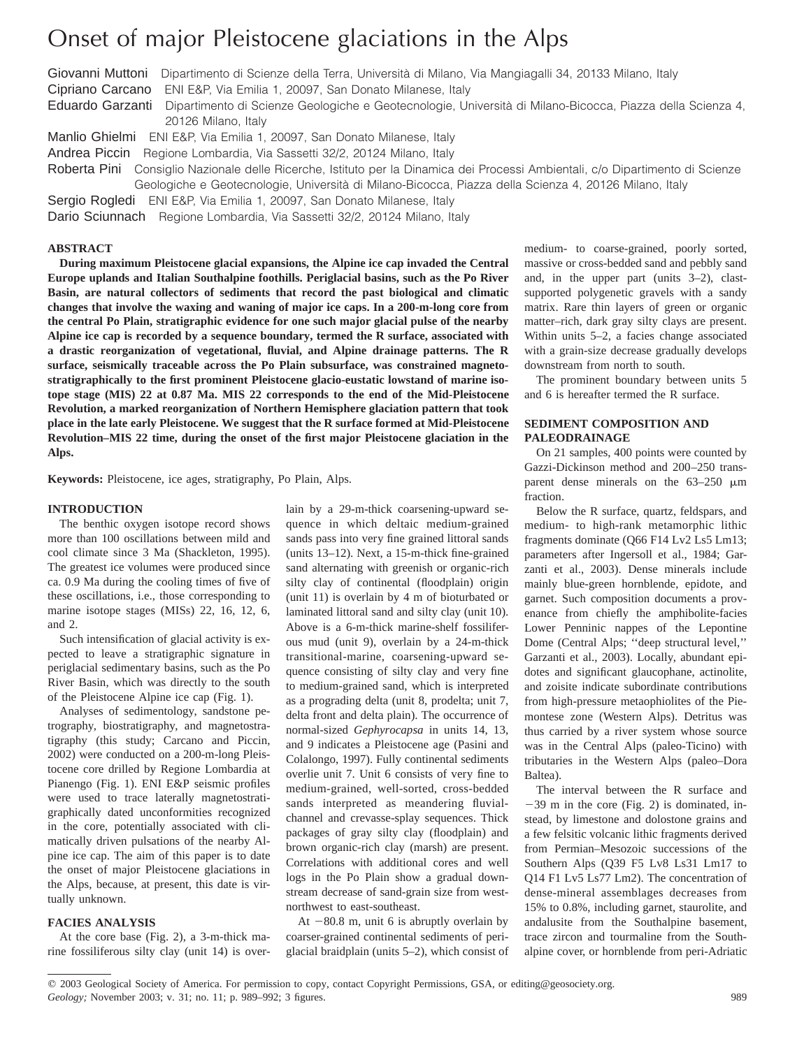# Onset of major Pleistocene glaciations in the Alps

**Giovanni Muttoni** Dipartimento di Scienze della Terra, Università di Milano, Via Mangiagalli 34, 20133 Milano, Italy
**Cipriano Carcano** ENI E&P, Via Emilia 1, 20097, San Donato Milanese, Italy
**Eduardo Garzanti** Dipartimento di Scienze Geologiche e Geotecnologie, Università di Milano-Bicocca, Piazza della Scienza 4, 20126 Milano, Italy
**Manlio Ghielmi** ENI E&P, Via Emilia 1, 20097, San Donato Milanese, Italy
**Andrea Piccin** Regione Lombardia, Via Sassetti 32/2, 20124 Milano, Italy
**Roberta Pini** Consiglio Nazionale delle Ricerche, Istituto per la Dinamica dei Processi Ambientali, c/o Dipartimento di Scienze Geologiche e Geotecnologie, Università di Milano-Bicocca, Piazza della Scienza 4, 20126 Milano, Italy
**Sergio Rogledi** ENI E&P, Via Emilia 1, 20097, San Donato Milanese, Italy
**Dario Sciunnach** Regione Lombardia, Via Sassetti 32/2, 20124 Milano, Italy

## ABSTRACT

**During maximum Pleistocene glacial expansions, the Alpine ice cap invaded the Central Europe uplands and Italian Southalpine foothills. Periglacial basins, such as the Po River Basin, are natural collectors of sediments that record the past biological and climatic changes that involve the waxing and waning of major ice caps. In a 200-m-long core from the central Po Plain, stratigraphic evidence for one such major glacial pulse of the nearby Alpine ice cap is recorded by a sequence boundary, termed the R surface, associated with a drastic reorganization of vegetational, fluvial, and Alpine drainage patterns. The R surface, seismically traceable across the Po Plain subsurface, was constrained magnetostratigraphically to the first prominent Pleistocene glacio-eustatic lowstand of marine isotope stage (MIS) 22 at 0.87 Ma. MIS 22 corresponds to the end of the Mid-Pleistocene Revolution, a marked reorganization of Northern Hemisphere glaciation pattern that took place in the late early Pleistocene. We suggest that the R surface formed at Mid-Pleistocene Revolution–MIS 22 time, during the onset of the first major Pleistocene glaciation in the Alps.**

**Keywords:** Pleistocene, ice ages, stratigraphy, Po Plain, Alps.

## INTRODUCTION

The benthic oxygen isotope record shows more than 100 oscillations between mild and cool climate since 3 Ma (Shackleton, 1995). The greatest ice volumes were produced since ca. 0.9 Ma during the cooling times of five of these oscillations, i.e., those corresponding to marine isotope stages (MISs) 22, 16, 12, 6, and 2.

Such intensification of glacial activity is expected to leave a stratigraphic signature in periglacial sedimentary basins, such as the Po River Basin, which was directly to the south of the Pleistocene Alpine ice cap (Fig. 1).

Analyses of sedimentology, sandstone petrography, biostratigraphy, and magnetostratigraphy (this study; Carcano and Piccin, 2002) were conducted on a 200-m-long Pleistocene core drilled by Regione Lombardia at Pianengo (Fig. 1). ENI E&P seismic profiles were used to trace laterally magnetostratigraphically dated unconformities recognized in the core, potentially associated with climatically driven pulsations of the nearby Alpine ice cap. The aim of this paper is to date the onset of major Pleistocene glaciations in the Alps, because, at present, this date is virtually unknown.

## FACIES ANALYSIS

At the core base (Fig. 2), a 3-m-thick marine fossiliferous silty clay (unit 14) is overlain by a 29-m-thick coarsening-upward sequence in which deltaic medium-grained sands pass into very fine grained littoral sands (units 13–12). Next, a 15-m-thick fine-grained sand alternating with greenish or organic-rich silty clay of continental (floodplain) origin (unit 11) is overlain by 4 m of bioturbated or laminated littoral sand and silty clay (unit 10). Above is a 6-m-thick marine-shelf fossiliferous mud (unit 9), overlain by a 24-m-thick transitional-marine, coarsening-upward sequence consisting of silty clay and very fine to medium-grained sand, which is interpreted as a prograding delta (unit 8, prodelta; unit 7, delta front and delta plain). The occurrence of normal-sized *Gephyrocapsa* in units 14, 13, and 9 indicates a Pleistocene age (Pasini and Colalongo, 1997). Fully continental sediments overlie unit 7. Unit 6 consists of very fine to medium-grained, well-sorted, cross-bedded sands interpreted as meandering fluvial-channel and crevasse-splay sequences. Thick packages of gray silty clay (floodplain) and brown organic-rich clay (marsh) are present. Correlations with additional cores and well logs in the Po Plain show a gradual downstream decrease of sand-grain size from west-northwest to east-southeast.

At −80.8 m, unit 6 is abruptly overlain by coarser-grained continental sediments of periglacial braidplain (units 5–2), which consist of medium- to coarse-grained, poorly sorted, massive or cross-bedded sand and pebbly sand and, in the upper part (units 3–2), clast-supported polygenetic gravels with a sandy matrix. Rare thin layers of green or organic matter–rich, dark gray silty clays are present. Within units 5–2, a facies change associated with a grain-size decrease gradually develops downstream from north to south.

The prominent boundary between units 5 and 6 is hereafter termed the R surface.

## SEDIMENT COMPOSITION AND PALEODRAINAGE

On 21 samples, 400 points were counted by Gazzi-Dickinson method and 200–250 transparent dense minerals on the 63–250 μm fraction.

Below the R surface, quartz, feldspars, and medium- to high-rank metamorphic lithic fragments dominate (Q66 F14 Lv2 Ls5 Lm13; parameters after Ingersoll et al., 1984; Garzanti et al., 2003). Dense minerals include mainly blue-green hornblende, epidote, and garnet. Such composition documents a provenance from chiefly the amphibolite-facies Lower Penninic nappes of the Lepontine Dome (Central Alps; ''deep structural level,'' Garzanti et al., 2003). Locally, abundant epidotes and significant glaucophane, actinolite, and zoisite indicate subordinate contributions from high-pressure metaophiolites of the Piemontese zone (Western Alps). Detritus was thus carried by a river system whose source was in the Central Alps (paleo-Ticino) with tributaries in the Western Alps (paleo–Dora Baltea).

The interval between the R surface and −39 m in the core (Fig. 2) is dominated, instead, by limestone and dolostone grains and a few felsitic volcanic lithic fragments derived from Permian–Mesozoic successions of the Southern Alps (Q39 F5 Lv8 Ls31 Lm17 to Q14 F1 Lv5 Ls77 Lm2). The concentration of dense-mineral assemblages decreases from 15% to 0.8%, including garnet, staurolite, and andalusite from the Southalpine basement, trace zircon and tourmaline from the Southalpine cover, or hornblende from peri-Adriatic

© 2003 Geological Society of America. For permission to copy, contact Copyright Permissions, GSA, or editing@geosociety.org.
*Geology;* November 2003; v. 31; no. 11; p. 989–992; 3 figures.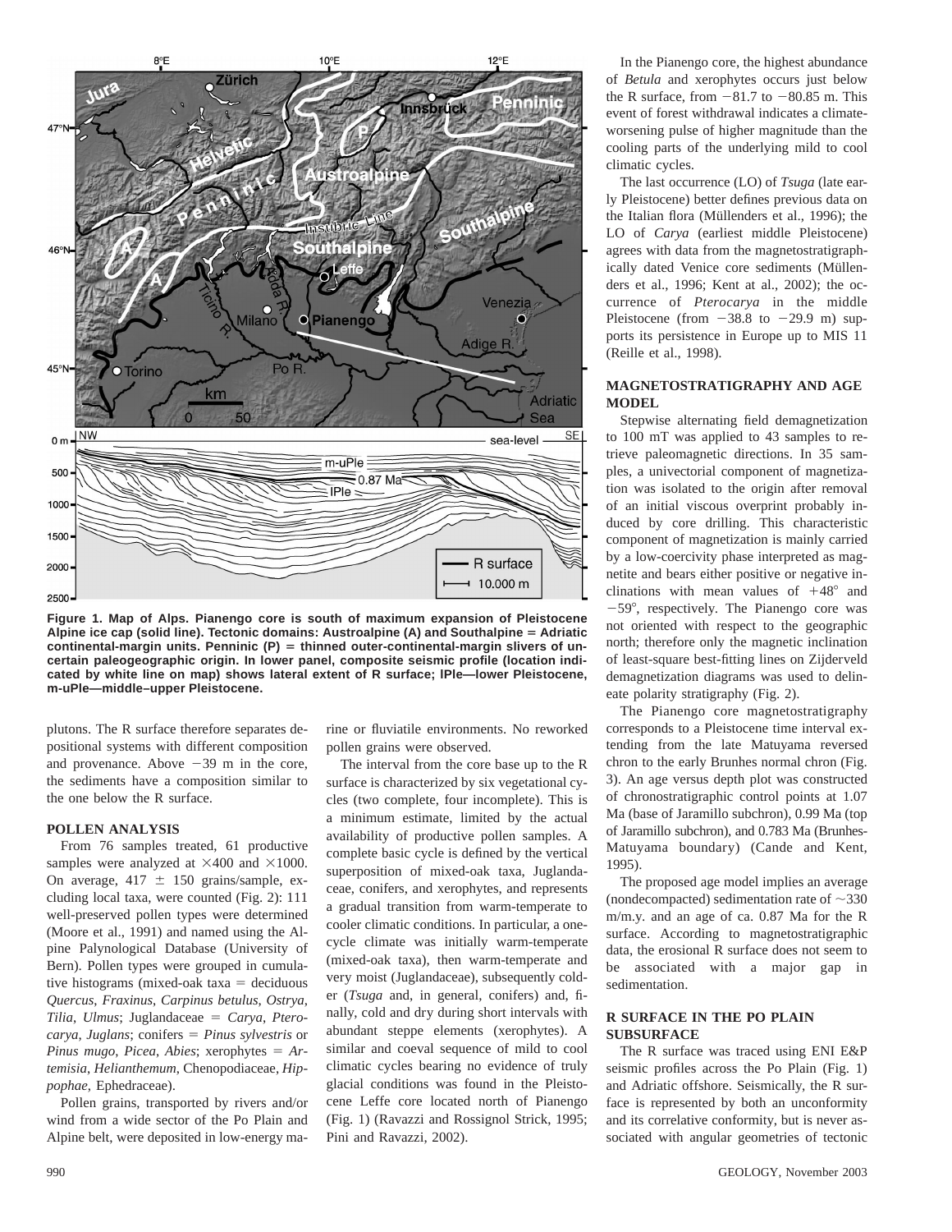Figure 1. Map of Alps. Pianengo core is south of maximum expansion of Pleistocene Alpine ice cap (solid line). Tectonic domains: Austroalpine (A) and Southalpine = Adriatic continental-margin units. Penninic (P) = thinned outer-continental-margin slivers of uncertain paleogeographic origin. In lower panel, composite seismic profile (location indicated by white line on map) shows lateral extent of R surface; lPle—lower Pleistocene, m-uPle—middle–upper Pleistocene.

plutons. The R surface therefore separates depositional systems with different composition and provenance. Above −39 m in the core, the sediments have a composition similar to the one below the R surface.

## POLLEN ANALYSIS

From 76 samples treated, 61 productive samples were analyzed at ×400 and ×1000. On average, 417 ± 150 grains/sample, excluding local taxa, were counted (Fig. 2): 111 well-preserved pollen types were determined (Moore et al., 1991) and named using the Alpine Palynological Database (University of Bern). Pollen types were grouped in cumulative histograms (mixed-oak taxa = deciduous *Quercus*, *Fraxinus*, *Carpinus betulus*, *Ostrya*, *Tilia*, *Ulmus*; Juglandaceae = *Carya*, *Pterocarya*, *Juglans*; conifers = *Pinus sylvestris* or *Pinus mugo*, *Picea*, *Abies*; xerophytes = *Artemisia*, *Helianthemum*, Chenopodiaceae, *Hippophae*, Ephedraceae).

Pollen grains, transported by rivers and/or wind from a wide sector of the Po Plain and Alpine belt, were deposited in low-energy marine or fluviatile environments. No reworked pollen grains were observed.

The interval from the core base up to the R surface is characterized by six vegetational cycles (two complete, four incomplete). This is a minimum estimate, limited by the actual availability of productive pollen samples. A complete basic cycle is defined by the vertical superposition of mixed-oak taxa, Juglandaceae, conifers, and xerophytes, and represents a gradual transition from warm-temperate to cooler climatic conditions. In particular, a one-cycle climate was initially warm-temperate (mixed-oak taxa), then warm-temperate and very moist (Juglandaceae), subsequently colder (*Tsuga* and, in general, conifers) and, finally, cold and dry during short intervals with abundant steppe elements (xerophytes). A similar and coeval sequence of mild to cool climatic cycles bearing no evidence of truly glacial conditions was found in the Pleistocene Leffe core located north of Pianengo (Fig. 1) (Ravazzi and Rossignol Strick, 1995; Pini and Ravazzi, 2002).

In the Pianengo core, the highest abundance of *Betula* and xerophytes occurs just below the R surface, from −81.7 to −80.85 m. This event of forest withdrawal indicates a climate-worsening pulse of higher magnitude than the cooling parts of the underlying mild to cool climatic cycles.

The last occurrence (LO) of *Tsuga* (late early Pleistocene) better defines previous data on the Italian flora (Müllenders et al., 1996); the LO of *Carya* (earliest middle Pleistocene) agrees with data from the magnetostratigraphically dated Venice core sediments (Müllenders et al., 1996; Kent at al., 2002); the occurrence of *Pterocarya* in the middle Pleistocene (from −38.8 to −29.9 m) supports its persistence in Europe up to MIS 11 (Reille et al., 1998).

## MAGNETOSTRATIGRAPHY AND AGE MODEL

Stepwise alternating field demagnetization to 100 mT was applied to 43 samples to retrieve paleomagnetic directions. In 35 samples, a univectorial component of magnetization was isolated to the origin after removal of an initial viscous overprint probably induced by core drilling. This characteristic component of magnetization is mainly carried by a low-coercivity phase interpreted as magnetite and bears either positive or negative inclinations with mean values of +48° and −59°, respectively. The Pianengo core was not oriented with respect to the geographic north; therefore only the magnetic inclination of least-square best-fitting lines on Zijderveld demagnetization diagrams was used to delineate polarity stratigraphy (Fig. 2).

The Pianengo core magnetostratigraphy corresponds to a Pleistocene time interval extending from the late Matuyama reversed chron to the early Brunhes normal chron (Fig. 3). An age versus depth plot was constructed of chronostratigraphic control points at 1.07 Ma (base of Jaramillo subchron), 0.99 Ma (top of Jaramillo subchron), and 0.783 Ma (Brunhes-Matuyama boundary) (Cande and Kent, 1995).

The proposed age model implies an average (nondecompacted) sedimentation rate of ~330 m/m.y. and an age of ca. 0.87 Ma for the R surface. According to magnetostratigraphic data, the erosional R surface does not seem to be associated with a major gap in sedimentation.

## R SURFACE IN THE PO PLAIN SUBSURFACE

The R surface was traced using ENI E&P seismic profiles across the Po Plain (Fig. 1) and Adriatic offshore. Seismically, the R surface is represented by both an unconformity and its correlative conformity, but is never associated with angular geometries of tectonic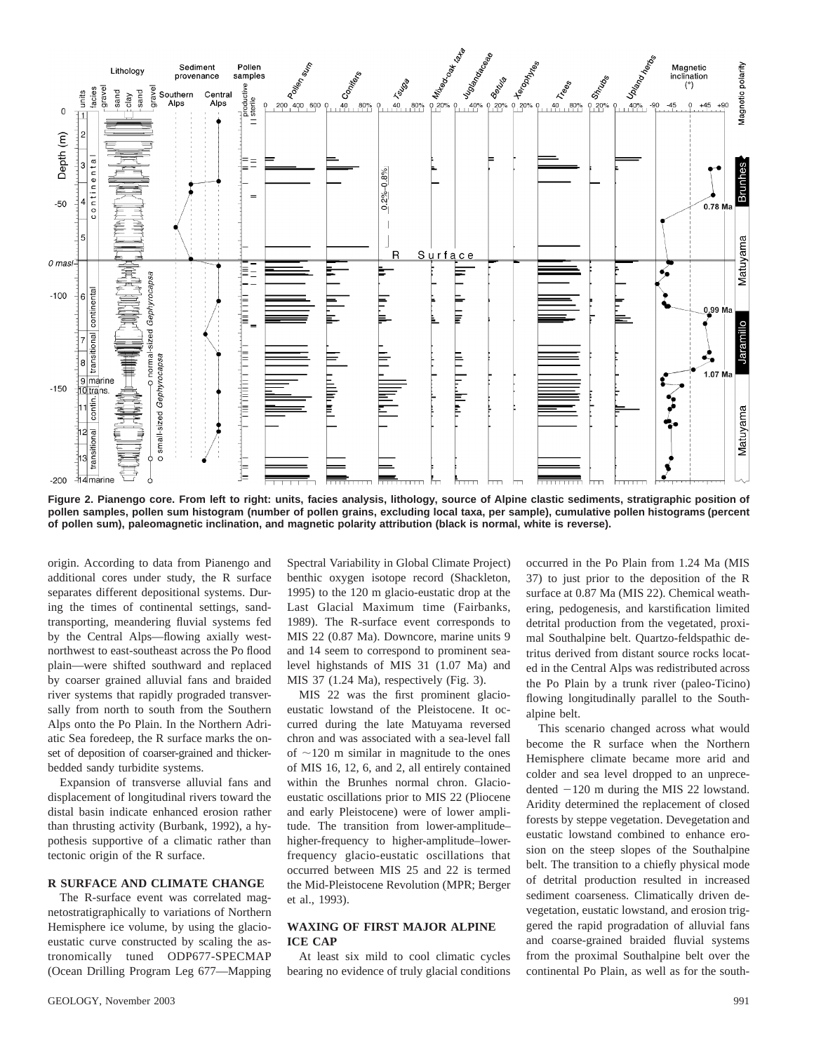**Figure 2. Pianengo core. From left to right: units, facies analysis, lithology, source of Alpine clastic sediments, stratigraphic position of pollen samples, pollen sum histogram (number of pollen grains, excluding local taxa, per sample), cumulative pollen histograms (percent of pollen sum), paleomagnetic inclination, and magnetic polarity attribution (black is normal, white is reverse).**

origin. According to data from Pianengo and additional cores under study, the R surface separates different depositional systems. During the times of continental settings, sand-transporting, meandering fluvial systems fed by the Central Alps—flowing axially west-northwest to east-southeast across the Po flood plain—were shifted southward and replaced by coarser grained alluvial fans and braided river systems that rapidly prograded transversally from north to south from the Southern Alps onto the Po Plain. In the Northern Adriatic Sea foredeep, the R surface marks the onset of deposition of coarser-grained and thicker-bedded sandy turbidite systems.

Expansion of transverse alluvial fans and displacement of longitudinal rivers toward the distal basin indicate enhanced erosion rather than thrusting activity (Burbank, 1992), a hypothesis supportive of a climatic rather than tectonic origin of the R surface.

## R SURFACE AND CLIMATE CHANGE

The R-surface event was correlated magnetostratigraphically to variations of Northern Hemisphere ice volume, by using the glacio-eustatic curve constructed by scaling the astronomically tuned ODP677-SPECMAP (Ocean Drilling Program Leg 677—Mapping Spectral Variability in Global Climate Project) benthic oxygen isotope record (Shackleton, 1995) to the 120 m glacio-eustatic drop at the Last Glacial Maximum time (Fairbanks, 1989). The R-surface event corresponds to MIS 22 (0.87 Ma). Downcore, marine units 9 and 14 seem to correspond to prominent sea-level highstands of MIS 31 (1.07 Ma) and MIS 37 (1.24 Ma), respectively (Fig. 3).

MIS 22 was the first prominent glacio-eustatic lowstand of the Pleistocene. It occurred during the late Matuyama reversed chron and was associated with a sea-level fall of ~120 m similar in magnitude to the ones of MIS 16, 12, 6, and 2, all entirely contained within the Brunhes normal chron. Glacio-eustatic oscillations prior to MIS 22 (Pliocene and early Pleistocene) were of lower amplitude. The transition from lower-amplitude–higher-frequency to higher-amplitude–lower-frequency glacio-eustatic oscillations that occurred between MIS 25 and 22 is termed the Mid-Pleistocene Revolution (MPR; Berger et al., 1993).

## WAXING OF FIRST MAJOR ALPINE ICE CAP

At least six mild to cool climatic cycles bearing no evidence of truly glacial conditions occurred in the Po Plain from 1.24 Ma (MIS 37) to just prior to the deposition of the R surface at 0.87 Ma (MIS 22). Chemical weathering, pedogenesis, and karstification limited detrital production from the vegetated, proximal Southalpine belt. Quartzo-feldspathic detritus derived from distant source rocks located in the Central Alps was redistributed across the Po Plain by a trunk river (paleo-Ticino) flowing longitudinally parallel to the Southalpine belt.

This scenario changed across what would become the R surface when the Northern Hemisphere climate became more arid and colder and sea level dropped to an unprecedented −120 m during the MIS 22 lowstand. Aridity determined the replacement of closed forests by steppe vegetation. Devegetation and eustatic lowstand combined to enhance erosion on the steep slopes of the Southalpine belt. The transition to a chiefly physical mode of detrital production resulted in increased sediment coarseness. Climatically driven devegetation, eustatic lowstand, and erosion triggered the rapid progradation of alluvial fans and coarse-grained braided fluvial systems from the proximal Southalpine belt over the continental Po Plain, as well as for the south-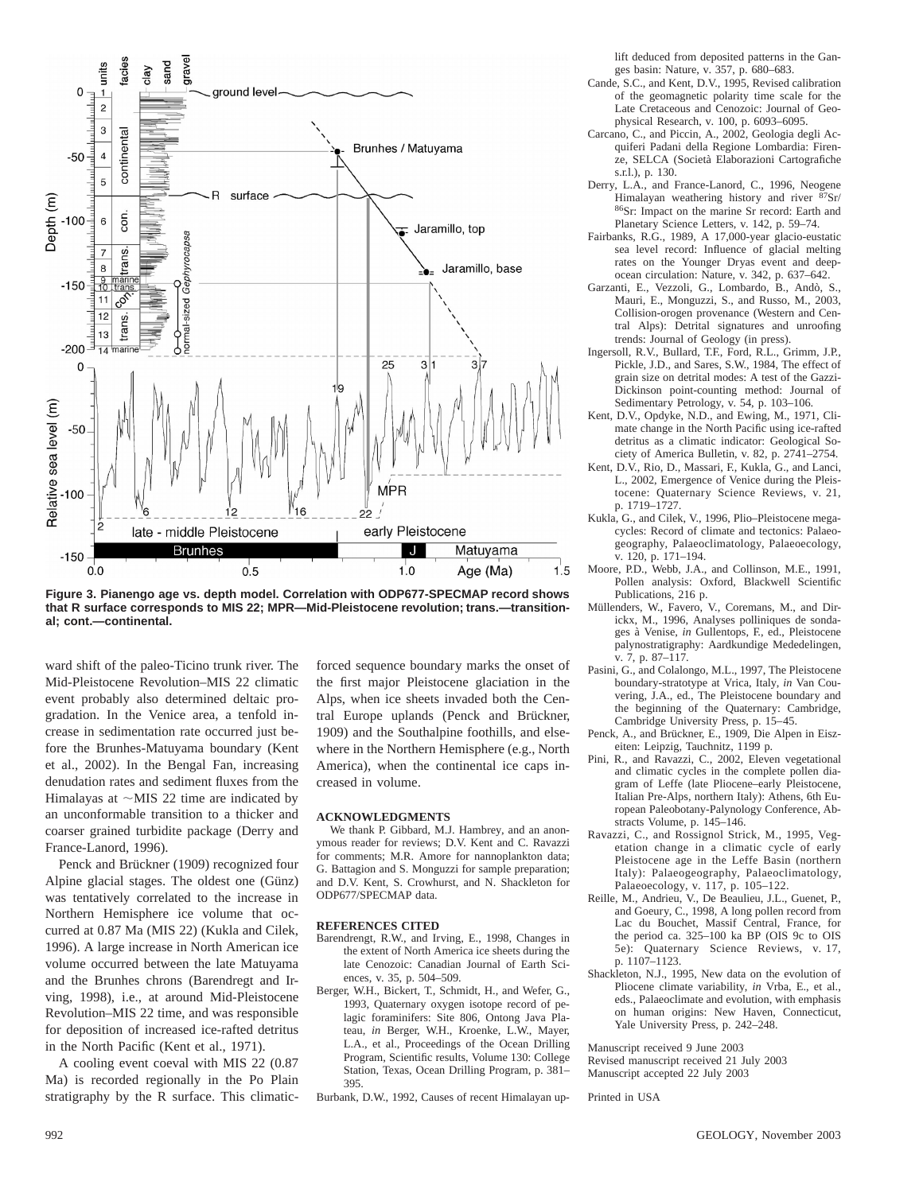ground level
R surface
Brunhes / Matuyama
Jaramillo, top
Jaramillo, base
units
facies
clay
sand
gravel
Depth (m)
0
-50
-100
-150
-200
1
2
3
4
5
6
7
8
9 marine
10 trans.
11
12
13
14 marine
continental
con.
trans.
con.
trans.
normal-sized *Gephyrocapsa*
Relative sea level (m)
0
-50
-100
-150
25
31
37
19
2
6
12
16
22
MPR
late - middle Pleistocene
early Pleistocene
Brunhes
J
Matuyama
0.0
0.5
1.0
1.5
Age (Ma)

**Figure 3. Pianengo age vs. depth model. Correlation with ODP677-SPECMAP record shows that R surface corresponds to MIS 22; MPR—Mid-Pleistocene revolution; trans.—transitional; cont.—continental.**

ward shift of the paleo-Ticino trunk river. The Mid-Pleistocene Revolution–MIS 22 climatic event probably also determined deltaic progradation. In the Venice area, a tenfold increase in sedimentation rate occurred just before the Brunhes-Matuyama boundary (Kent et al., 2002). In the Bengal Fan, increasing denudation rates and sediment fluxes from the Himalayas at ~MIS 22 time are indicated by an unconformable transition to a thicker and coarser grained turbidite package (Derry and France-Lanord, 1996).

Penck and Brückner (1909) recognized four Alpine glacial stages. The oldest one (Günz) was tentatively correlated to the increase in Northern Hemisphere ice volume that occurred at 0.87 Ma (MIS 22) (Kukla and Cilek, 1996). A large increase in North American ice volume occurred between the late Matuyama and the Brunhes chrons (Barendregt and Irving, 1998), i.e., at around Mid-Pleistocene Revolution–MIS 22 time, and was responsible for deposition of increased ice-rafted detritus in the North Pacific (Kent et al., 1971).

A cooling event coeval with MIS 22 (0.87 Ma) is recorded regionally in the Po Plain stratigraphy by the R surface. This climatic-forced sequence boundary marks the onset of the first major Pleistocene glaciation in the Alps, when ice sheets invaded both the Central Europe uplands (Penck and Brückner, 1909) and the Southalpine foothills, and elsewhere in the Northern Hemisphere (e.g., North America), when the continental ice caps increased in volume.

## ACKNOWLEDGMENTS

We thank P. Gibbard, M.J. Hambrey, and an anonymous reader for reviews; D.V. Kent and C. Ravazzi for comments; M.R. Amore for nannoplankton data; G. Battagion and S. Monguzzi for sample preparation; and D.V. Kent, S. Crowhurst, and N. Shackleton for ODP677/SPECMAP data.

## REFERENCES CITED

Barendregt, R.W., and Irving, E., 1998, Changes in the extent of North America ice sheets during the late Cenozoic: Canadian Journal of Earth Sciences, v. 35, p. 504–509.

Berger, W.H., Bickert, T., Schmidt, H., and Wefer, G., 1993, Quaternary oxygen isotope record of pelagic foraminifers: Site 806, Ontong Java Plateau, *in* Berger, W.H., Kroenke, L.W., Mayer, L.A., et al., Proceedings of the Ocean Drilling Program, Scientific results, Volume 130: College Station, Texas, Ocean Drilling Program, p. 381–395.

Burbank, D.W., 1992, Causes of recent Himalayan uplift deduced from deposited patterns in the Ganges basin: Nature, v. 357, p. 680–683.

Cande, S.C., and Kent, D.V., 1995, Revised calibration of the geomagnetic polarity time scale for the Late Cretaceous and Cenozoic: Journal of Geophysical Research, v. 100, p. 6093–6095.

Carcano, C., and Piccin, A., 2002, Geologia degli Acquiferi Padani della Regione Lombardia: Firenze, SELCA (Società Elaborazioni Cartografiche s.r.l.), p. 130.

Derry, L.A., and France-Lanord, C., 1996, Neogene Himalayan weathering history and river $^{87}Sr/^{86}Sr$: Impact on the marine Sr record: Earth and Planetary Science Letters, v. 142, p. 59–74.

Fairbanks, R.G., 1989, A 17,000-year glacio-eustatic sea level record: Influence of glacial melting rates on the Younger Dryas event and deep-ocean circulation: Nature, v. 342, p. 637–642.

Garzanti, E., Vezzoli, G., Lombardo, B., Andò, S., Mauri, E., Monguzzi, S., and Russo, M., 2003, Collision-orogen provenance (Western and Central Alps): Detrital signatures and unroofing trends: Journal of Geology (in press).

Ingersoll, R.V., Bullard, T.F., Ford, R.L., Grimm, J.P., Pickle, J.D., and Sares, S.W., 1984, The effect of grain size on detrital modes: A test of the Gazzi-Dickinson point-counting method: Journal of Sedimentary Petrology, v. 54, p. 103–106.

Kent, D.V., Opdyke, N.D., and Ewing, M., 1971, Climate change in the North Pacific using ice-rafted detritus as a climatic indicator: Geological Society of America Bulletin, v. 82, p. 2741–2754.

Kent, D.V., Rio, D., Massari, F., Kukla, G., and Lanci, L., 2002, Emergence of Venice during the Pleistocene: Quaternary Science Reviews, v. 21, p. 1719–1727.

Kukla, G., and Cilek, V., 1996, Plio–Pleistocene megacycles: Record of climate and tectonics: Palaeogeography, Palaeoclimatology, Palaeoecology, v. 120, p. 171–194.

Moore, P.D., Webb, J.A., and Collinson, M.E., 1991, Pollen analysis: Oxford, Blackwell Scientific Publications, 216 p.

Müllenders, W., Favero, V., Coremans, M., and Dirickx, M., 1996, Analyses polliniques de sondages à Venise, *in* Gullentops, F., ed., Pleistocene palynostratigraphy: Aardkundige Mededelingen, v. 7, p. 87–117.

Pasini, G., and Colalongo, M.L., 1997, The Pleistocene boundary-stratotype at Vrica, Italy, *in* Van Couvering, J.A., ed., The Pleistocene boundary and the beginning of the Quaternary: Cambridge, Cambridge University Press, p. 15–45.

Penck, A., and Brückner, E., 1909, Die Alpen in Eiszeiten: Leipzig, Tauchnitz, 1199 p.

Pini, R., and Ravazzi, C., 2002, Eleven vegetational and climatic cycles in the complete pollen diagram of Leffe (late Pliocene–early Pleistocene, Italian Pre-Alps, northern Italy): Athens, 6th European Paleobotany-Palynology Conference, Abstracts Volume, p. 145–146.

Ravazzi, C., and Rossignol Strick, M., 1995, Vegetation change in a climatic cycle of early Pleistocene age in the Leffe Basin (northern Italy): Palaeogeography, Palaeoclimatology, Palaeoecology, v. 117, p. 105–122.

Reille, M., Andrieu, V., De Beaulieu, J.L., Guenet, P., and Goeury, C., 1998, A long pollen record from Lac du Bouchet, Massif Central, France, for the period ca. 325–100 ka BP (OIS 9c to OIS 5e): Quaternary Science Reviews, v. 17, p. 1107–1123.

Shackleton, N.J., 1995, New data on the evolution of Pliocene climate variability, *in* Vrba, E., et al., eds., Palaeoclimate and evolution, with emphasis on human origins: New Haven, Connecticut, Yale University Press, p. 242–248.

Manuscript received 9 June 2003
Revised manuscript received 21 July 2003
Manuscript accepted 22 July 2003

Printed in USA